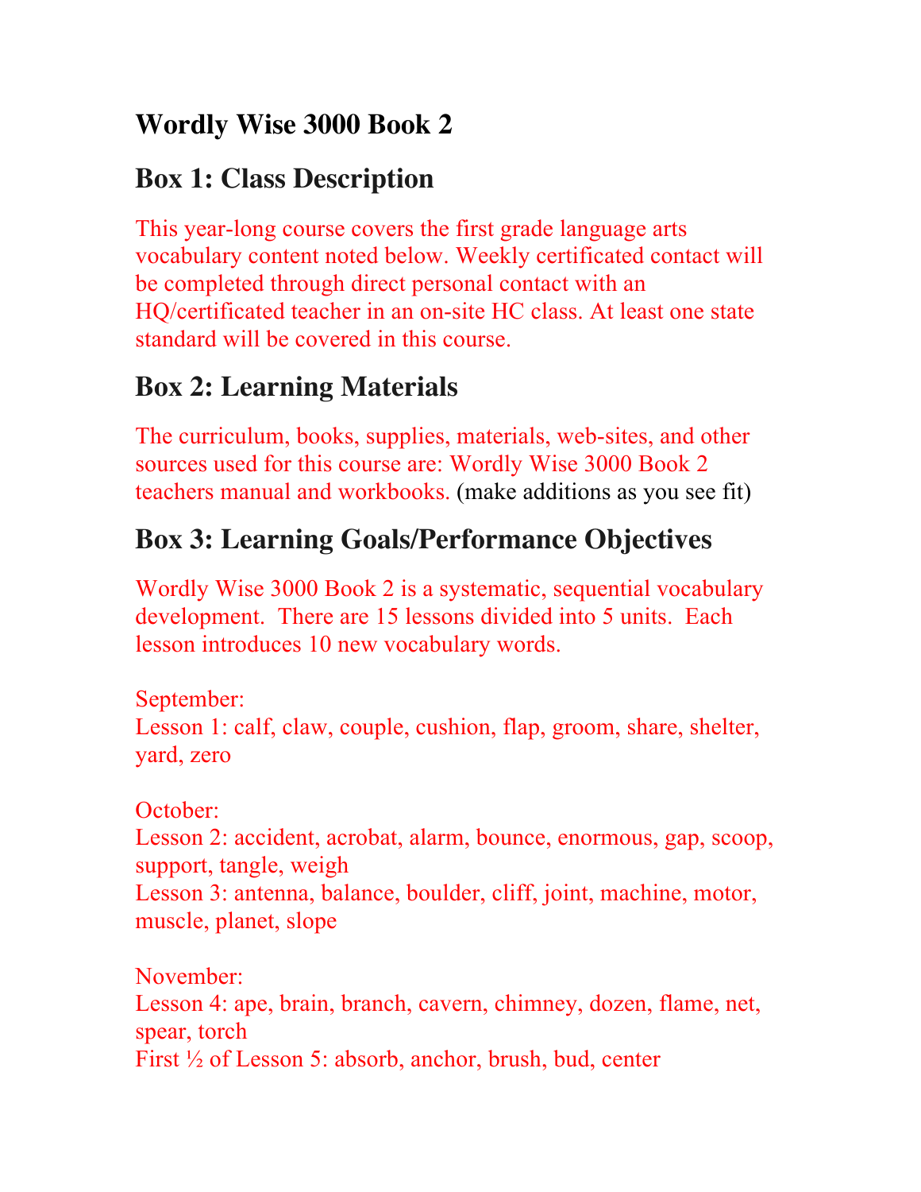# Wordly Wise 3000 Book 2

## Box 1: Class Description

This year-long course covers the first grade language arts vocabulary content noted below. Weekly certificated contact will be completed through direct personal contact with an HQ/certificated teacher in an on-site HC class. At least one state standard will be covered in this course.

## Box 2: Learning Materials

The curriculum, books, supplies, materials, web-sites, and other sources used for this course are: Wordly Wise 3000 Book 2 teachers manual and workbooks. (make additions as you see fit)

## Box 3: Learning Goals/Performance Objectives

Wordly Wise 3000 Book 2 is a systematic, sequential vocabulary development. There are 15 lessons divided into 5 units. Each lesson introduces 10 new vocabulary words.

September:
Lesson 1: calf, claw, couple, cushion, flap, groom, share, shelter, yard, zero

October:
Lesson 2: accident, acrobat, alarm, bounce, enormous, gap, scoop, support, tangle, weigh
Lesson 3: antenna, balance, boulder, cliff, joint, machine, motor, muscle, planet, slope

November:
Lesson 4: ape, brain, branch, cavern, chimney, dozen, flame, net, spear, torch
First ½ of Lesson 5: absorb, anchor, brush, bud, center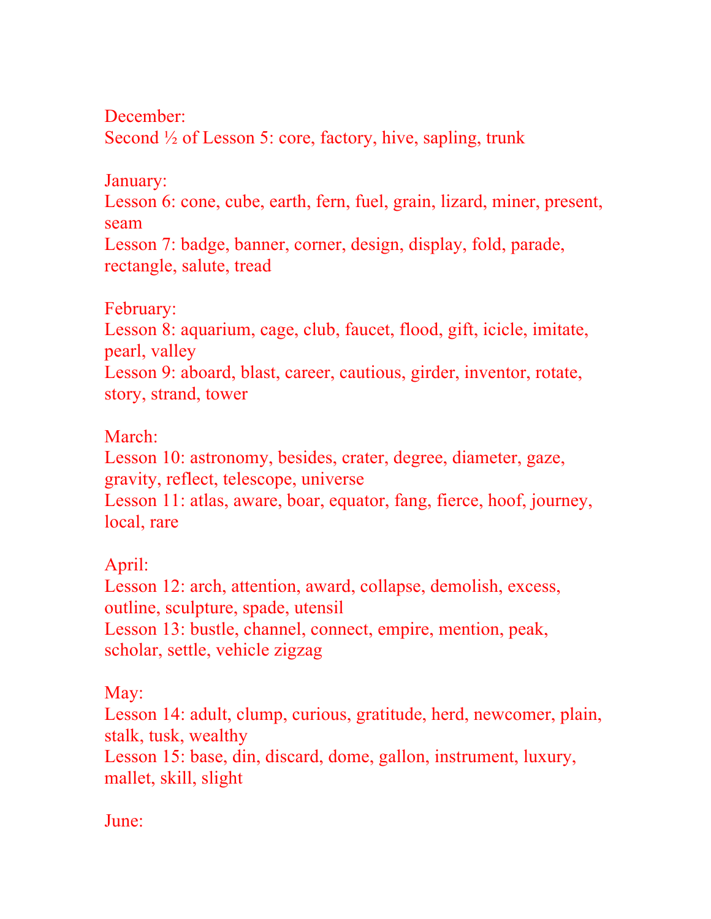December:
Second ½ of Lesson 5: core, factory, hive, sapling, trunk

January:
Lesson 6: cone, cube, earth, fern, fuel, grain, lizard, miner, present, seam
Lesson 7: badge, banner, corner, design, display, fold, parade, rectangle, salute, tread

February:
Lesson 8: aquarium, cage, club, faucet, flood, gift, icicle, imitate, pearl, valley
Lesson 9: aboard, blast, career, cautious, girder, inventor, rotate, story, strand, tower

March:
Lesson 10: astronomy, besides, crater, degree, diameter, gaze, gravity, reflect, telescope, universe
Lesson 11: atlas, aware, boar, equator, fang, fierce, hoof, journey, local, rare

April:
Lesson 12: arch, attention, award, collapse, demolish, excess, outline, sculpture, spade, utensil
Lesson 13: bustle, channel, connect, empire, mention, peak, scholar, settle, vehicle zigzag

May:
Lesson 14: adult, clump, curious, gratitude, herd, newcomer, plain, stalk, tusk, wealthy
Lesson 15: base, din, discard, dome, gallon, instrument, luxury, mallet, skill, slight

June: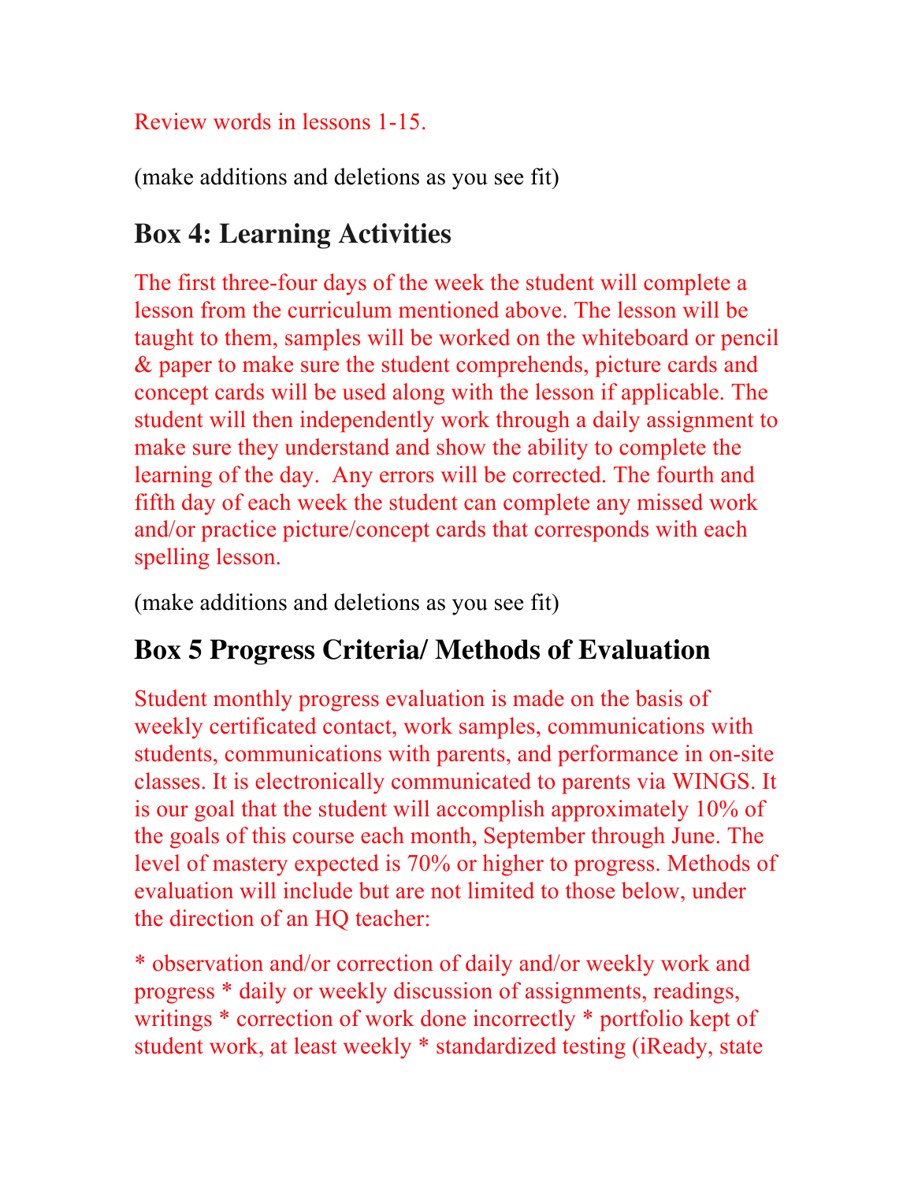Review words in lessons 1-15.

(make additions and deletions as you see fit)

## Box 4: Learning Activities

The first three-four days of the week the student will complete a lesson from the curriculum mentioned above. The lesson will be taught to them, samples will be worked on the whiteboard or pencil & paper to make sure the student comprehends, picture cards and concept cards will be used along with the lesson if applicable. The student will then independently work through a daily assignment to make sure they understand and show the ability to complete the learning of the day.  Any errors will be corrected. The fourth and fifth day of each week the student can complete any missed work and/or practice picture/concept cards that corresponds with each spelling lesson.

(make additions and deletions as you see fit)

## Box 5 Progress Criteria/ Methods of Evaluation

Student monthly progress evaluation is made on the basis of weekly certificated contact, work samples, communications with students, communications with parents, and performance in on-site classes. It is electronically communicated to parents via WINGS. It is our goal that the student will accomplish approximately 10% of the goals of this course each month, September through June. The level of mastery expected is 70% or higher to progress. Methods of evaluation will include but are not limited to those below, under the direction of an HQ teacher:

* observation and/or correction of daily and/or weekly work and progress * daily or weekly discussion of assignments, readings, writings * correction of work done incorrectly * portfolio kept of student work, at least weekly * standardized testing (iReady, state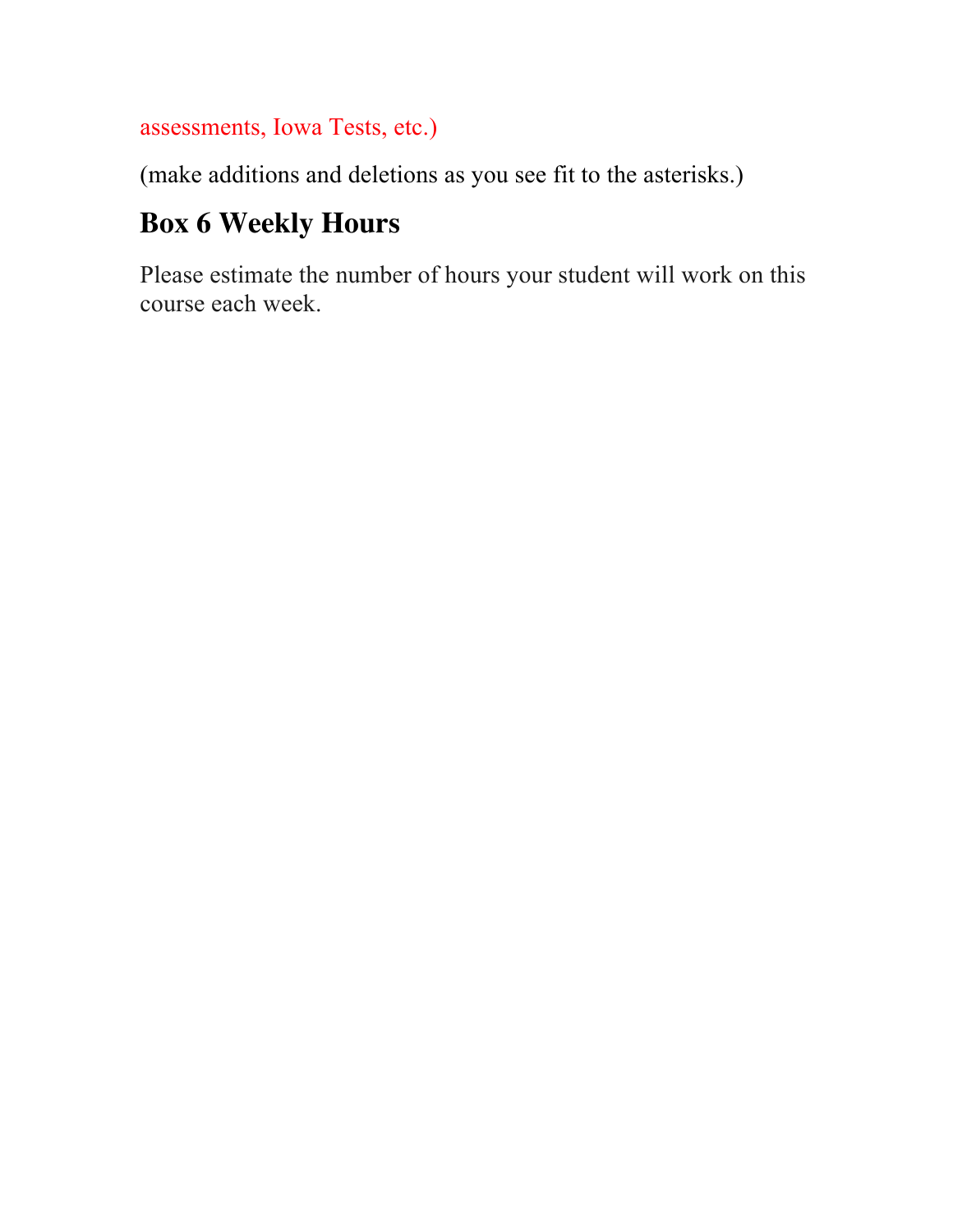assessments, Iowa Tests, etc.)

(make additions and deletions as you see fit to the asterisks.)

## Box 6 Weekly Hours

Please estimate the number of hours your student will work on this course each week.